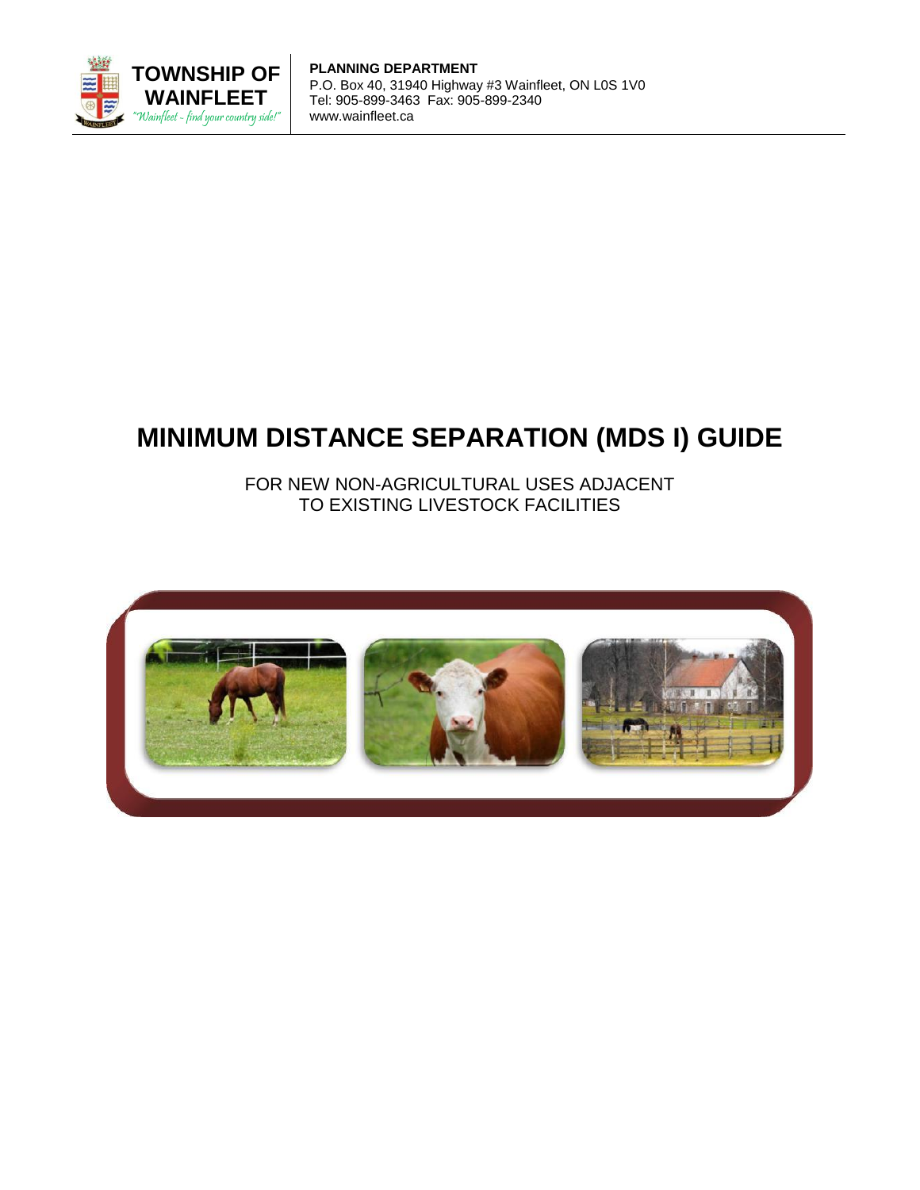**TOWNSHIP OF WAINFLEET**
*"Wainfleet ~ find your country side!"*

**PLANNING DEPARTMENT**
P.O. Box 40, 31940 Highway #3 Wainfleet, ON L0S 1V0
Tel: 905-899-3463 Fax: 905-899-2340
www.wainfleet.ca

# MINIMUM DISTANCE SEPARATION (MDS I) GUIDE

FOR NEW NON-AGRICULTURAL USES ADJACENT TO EXISTING LIVESTOCK FACILITIES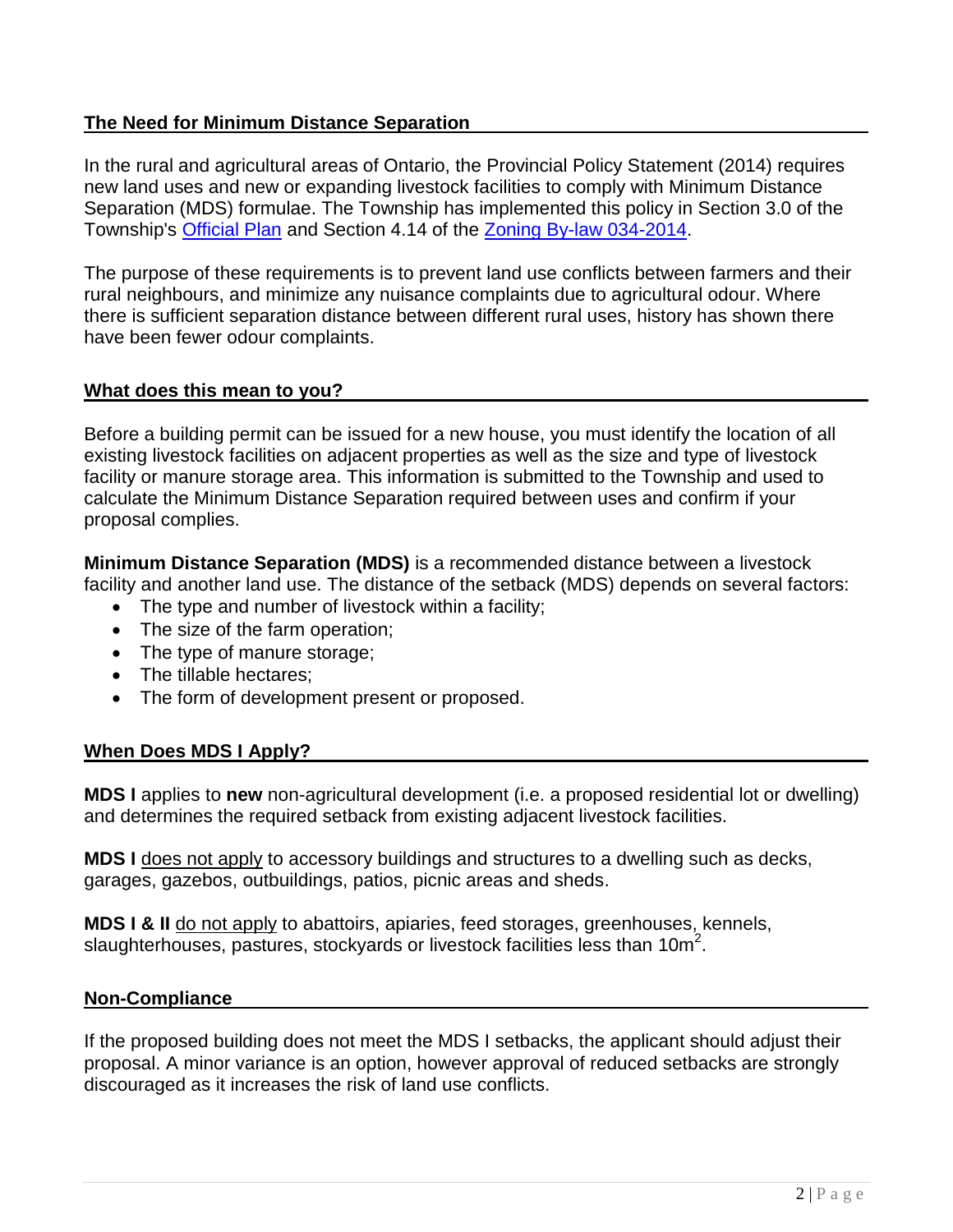## The Need for Minimum Distance Separation

In the rural and agricultural areas of Ontario, the Provincial Policy Statement (2014) requires new land uses and new or expanding livestock facilities to comply with Minimum Distance Separation (MDS) formulae. The Township has implemented this policy in Section 3.0 of the Township's Official Plan and Section 4.14 of the Zoning By-law 034-2014.

The purpose of these requirements is to prevent land use conflicts between farmers and their rural neighbours, and minimize any nuisance complaints due to agricultural odour. Where there is sufficient separation distance between different rural uses, history has shown there have been fewer odour complaints.

## What does this mean to you?

Before a building permit can be issued for a new house, you must identify the location of all existing livestock facilities on adjacent properties as well as the size and type of livestock facility or manure storage area. This information is submitted to the Township and used to calculate the Minimum Distance Separation required between uses and confirm if your proposal complies.

**Minimum Distance Separation (MDS)** is a recommended distance between a livestock facility and another land use. The distance of the setback (MDS) depends on several factors:

- The type and number of livestock within a facility;
- The size of the farm operation;
- The type of manure storage;
- The tillable hectares;
- The form of development present or proposed.

## When Does MDS I Apply?

**MDS I** applies to **new** non-agricultural development (i.e. a proposed residential lot or dwelling) and determines the required setback from existing adjacent livestock facilities.

**MDS I** does not apply to accessory buildings and structures to a dwelling such as decks, garages, gazebos, outbuildings, patios, picnic areas and sheds.

**MDS I & II** do not apply to abattoirs, apiaries, feed storages, greenhouses, kennels, slaughterhouses, pastures, stockyards or livestock facilities less than $10m^2$.

## Non-Compliance

If the proposed building does not meet the MDS I setbacks, the applicant should adjust their proposal. A minor variance is an option, however approval of reduced setbacks are strongly discouraged as it increases the risk of land use conflicts.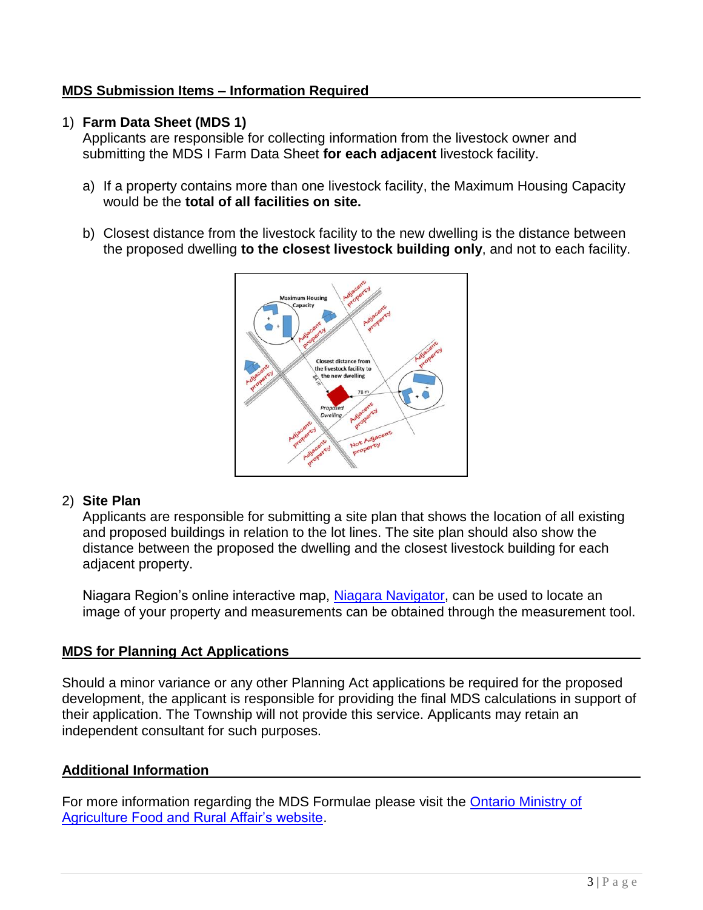## MDS Submission Items – Information Required

1) **Farm Data Sheet (MDS 1)**
   Applicants are responsible for collecting information from the livestock owner and submitting the MDS I Farm Data Sheet **for each adjacent** livestock facility.

   a) If a property contains more than one livestock facility, the Maximum Housing Capacity would be the **total of all facilities on site.**

   b) Closest distance from the livestock facility to the new dwelling is the distance between the proposed dwelling **to the closest livestock building only**, and not to each facility.

2) **Site Plan**
   Applicants are responsible for submitting a site plan that shows the location of all existing and proposed buildings in relation to the lot lines. The site plan should also show the distance between the proposed the dwelling and the closest livestock building for each adjacent property.

   Niagara Region's online interactive map, [Niagara Navigator](), can be used to locate an image of your property and measurements can be obtained through the measurement tool.

## MDS for Planning Act Applications

Should a minor variance or any other Planning Act applications be required for the proposed development, the applicant is responsible for providing the final MDS calculations in support of their application. The Township will not provide this service. Applicants may retain an independent consultant for such purposes.

## Additional Information

For more information regarding the MDS Formulae please visit the [Ontario Ministry of Agriculture Food and Rural Affair's website]().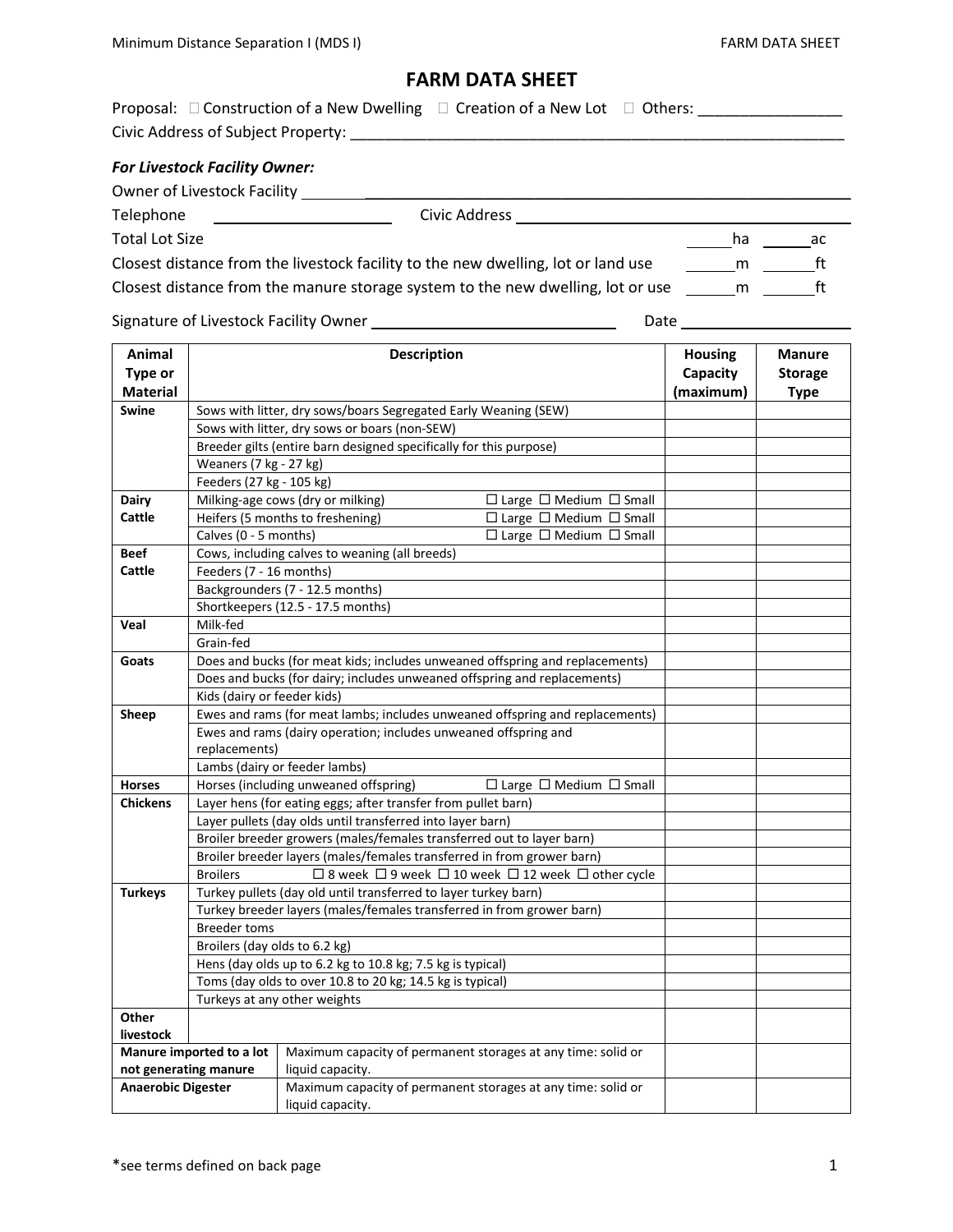# FARM DATA SHEET

Proposal: ☐ Construction of a New Dwelling ☐ Creation of a New Lot ☐ Others: ________________

Civic Address of Subject Property: ____________________________________________________________

***For Livestock Facility Owner:***

Owner of Livestock Facility ____________________________________________________________

Telephone ____________________ Civic Address ____________________________________________

Total Lot Size ______ha ______ac

Closest distance from the livestock facility to the new dwelling, lot or land use ______m ______ft

Closest distance from the manure storage system to the new dwelling, lot or use ______m ______ft

Signature of Livestock Facility Owner ____________________________ Date ____________________

| Animal Type or Material | Description | | Housing Capacity (maximum) | Manure Storage Type |
|---|---|---|---|---|
| **Swine** | Sows with litter, dry sows/boars Segregated Early Weaning (SEW) | | | |
| | Sows with litter, dry sows or boars (non-SEW) | | | |
| | Breeder gilts (entire barn designed specifically for this purpose) | | | |
| | Weaners (7 kg - 27 kg) | | | |
| | Feeders (27 kg - 105 kg) | | | |
| **Dairy Cattle** | Milking-age cows (dry or milking) ☐ Large ☐ Medium ☐ Small | | | |
| | Heifers (5 months to freshening) ☐ Large ☐ Medium ☐ Small | | | |
| | Calves (0 - 5 months) ☐ Large ☐ Medium ☐ Small | | | |
| **Beef Cattle** | Cows, including calves to weaning (all breeds) | | | |
| | Feeders (7 - 16 months) | | | |
| | Backgrounders (7 - 12.5 months) | | | |
| | Shortkeepers (12.5 - 17.5 months) | | | |
| **Veal** | Milk-fed | | | |
| | Grain-fed | | | |
| **Goats** | Does and bucks (for meat kids; includes unweaned offspring and replacements) | | | |
| | Does and bucks (for dairy; includes unweaned offspring and replacements) | | | |
| | Kids (dairy or feeder kids) | | | |
| **Sheep** | Ewes and rams (for meat lambs; includes unweaned offspring and replacements) | | | |
| | Ewes and rams (dairy operation; includes unweaned offspring and replacements) | | | |
| | Lambs (dairy or feeder lambs) | | | |
| **Horses** | Horses (including unweaned offspring) ☐ Large ☐ Medium ☐ Small | | | |
| **Chickens** | Layer hens (for eating eggs; after transfer from pullet barn) | | | |
| | Layer pullets (day olds until transferred into layer barn) | | | |
| | Broiler breeder growers (males/females transferred out to layer barn) | | | |
| | Broiler breeder layers (males/females transferred in from grower barn) | | | |
| | Broilers ☐ 8 week ☐ 9 week ☐ 10 week ☐ 12 week ☐ other cycle | | | |
| **Turkeys** | Turkey pullets (day old until transferred to layer turkey barn) | | | |
| | Turkey breeder layers (males/females transferred in from grower barn) | | | |
| | Breeder toms | | | |
| | Broilers (day olds to 6.2 kg) | | | |
| | Hens (day olds up to 6.2 kg to 10.8 kg; 7.5 kg is typical) | | | |
| | Toms (day olds to over 10.8 to 20 kg; 14.5 kg is typical) | | | |
| | Turkeys at any other weights | | | |
| **Other livestock** | | | | |
| **Manure imported to a lot not generating manure** | | Maximum capacity of permanent storages at any time: solid or liquid capacity. | | |
| **Anaerobic Digester** | | Maximum capacity of permanent storages at any time: solid or liquid capacity. | | |

*see terms defined on back page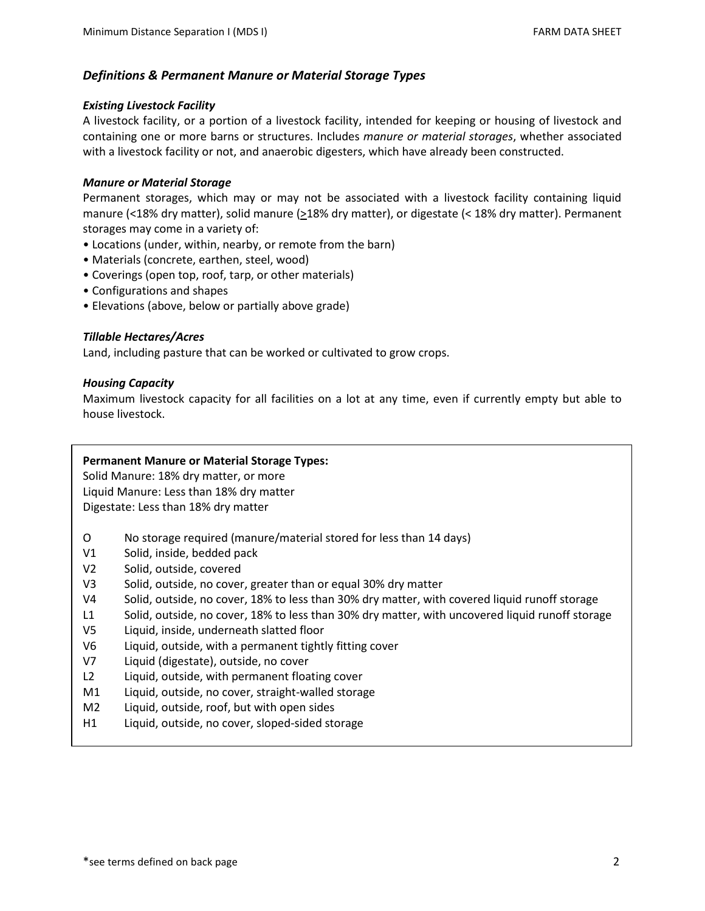## *Definitions & Permanent Manure or Material Storage Types*

### *Existing Livestock Facility*

A livestock facility, or a portion of a livestock facility, intended for keeping or housing of livestock and containing one or more barns or structures. Includes *manure or material storages*, whether associated with a livestock facility or not, and anaerobic digesters, which have already been constructed.

### *Manure or Material Storage*

Permanent storages, which may or may not be associated with a livestock facility containing liquid manure (<18% dry matter), solid manure (≥18% dry matter), or digestate (< 18% dry matter). Permanent storages may come in a variety of:

- Locations (under, within, nearby, or remote from the barn)
- Materials (concrete, earthen, steel, wood)
- Coverings (open top, roof, tarp, or other materials)
- Configurations and shapes
- Elevations (above, below or partially above grade)

### *Tillable Hectares/Acres*

Land, including pasture that can be worked or cultivated to grow crops.

### *Housing Capacity*

Maximum livestock capacity for all facilities on a lot at any time, even if currently empty but able to house livestock.

**Permanent Manure or Material Storage Types:**

Solid Manure: 18% dry matter, or more
Liquid Manure: Less than 18% dry matter
Digestate: Less than 18% dry matter

| | |
|---|---|
| O | No storage required (manure/material stored for less than 14 days) |
| V1 | Solid, inside, bedded pack |
| V2 | Solid, outside, covered |
| V3 | Solid, outside, no cover, greater than or equal 30% dry matter |
| V4 | Solid, outside, no cover, 18% to less than 30% dry matter, with covered liquid runoff storage |
| L1 | Solid, outside, no cover, 18% to less than 30% dry matter, with uncovered liquid runoff storage |
| V5 | Liquid, inside, underneath slatted floor |
| V6 | Liquid, outside, with a permanent tightly fitting cover |
| V7 | Liquid (digestate), outside, no cover |
| L2 | Liquid, outside, with permanent floating cover |
| M1 | Liquid, outside, no cover, straight-walled storage |
| M2 | Liquid, outside, roof, but with open sides |
| H1 | Liquid, outside, no cover, sloped-sided storage |

*see terms defined on back page